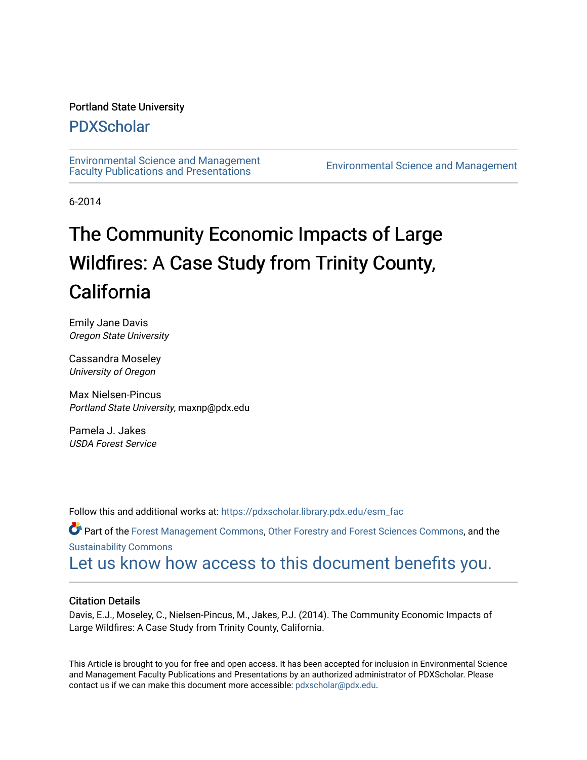Portland State University

# PDXScholar

Environmental Science and Management Faculty Publications and Presentations

Environmental Science and Management

6-2014

# The Community Economic Impacts of Large Wildfires: A Case Study from Trinity County, California

Emily Jane Davis
*Oregon State University*

Cassandra Moseley
*University of Oregon*

Max Nielsen-Pincus
*Portland State University*, maxnp@pdx.edu

Pamela J. Jakes
*USDA Forest Service*

Follow this and additional works at: https://pdxscholar.library.pdx.edu/esm_fac

Part of the Forest Management Commons, Other Forestry and Forest Sciences Commons, and the Sustainability Commons

Let us know how access to this document benefits you.

## Citation Details

Davis, E.J., Moseley, C., Nielsen-Pincus, M., Jakes, P.J. (2014). The Community Economic Impacts of Large Wildfires: A Case Study from Trinity County, California.

This Article is brought to you for free and open access. It has been accepted for inclusion in Environmental Science and Management Faculty Publications and Presentations by an authorized administrator of PDXScholar. Please contact us if we can make this document more accessible: pdxscholar@pdx.edu.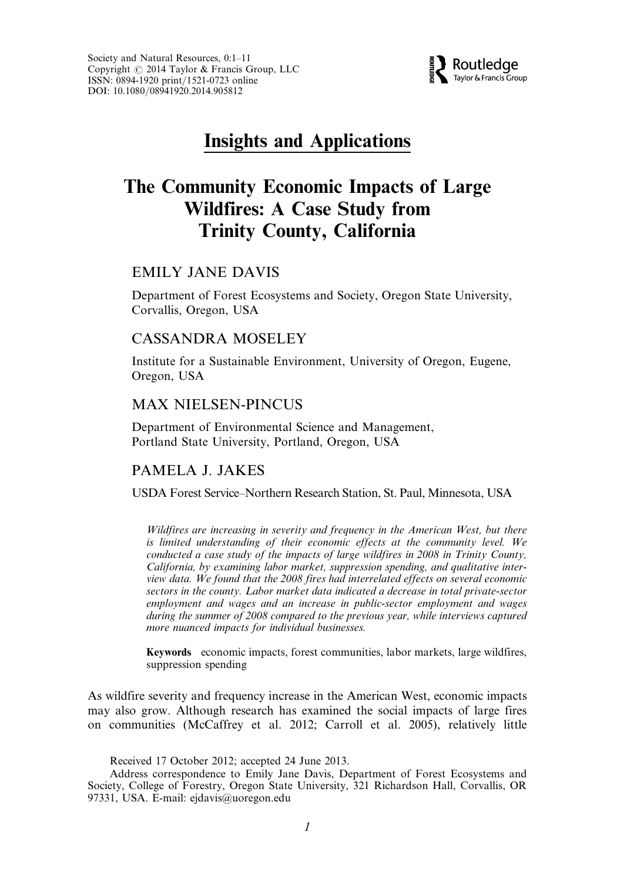# Insights and Applications

# The Community Economic Impacts of Large Wildfires: A Case Study from Trinity County, California

EMILY JANE DAVIS

Department of Forest Ecosystems and Society, Oregon State University, Corvallis, Oregon, USA

CASSANDRA MOSELEY

Institute for a Sustainable Environment, University of Oregon, Eugene, Oregon, USA

MAX NIELSEN-PINCUS

Department of Environmental Science and Management, Portland State University, Portland, Oregon, USA

PAMELA J. JAKES

USDA Forest Service–Northern Research Station, St. Paul, Minnesota, USA

*Wildfires are increasing in severity and frequency in the American West, but there is limited understanding of their economic effects at the community level. We conducted a case study of the impacts of large wildfires in 2008 in Trinity County, California, by examining labor market, suppression spending, and qualitative interview data. We found that the 2008 fires had interrelated effects on several economic sectors in the county. Labor market data indicated a decrease in total private-sector employment and wages and an increase in public-sector employment and wages during the summer of 2008 compared to the previous year, while interviews captured more nuanced impacts for individual businesses.*

**Keywords** economic impacts, forest communities, labor markets, large wildfires, suppression spending

As wildfire severity and frequency increase in the American West, economic impacts may also grow. Although research has examined the social impacts of large fires on communities (McCaffrey et al. 2012; Carroll et al. 2005), relatively little

Received 17 October 2012; accepted 24 June 2013.

Address correspondence to Emily Jane Davis, Department of Forest Ecosystems and Society, College of Forestry, Oregon State University, 321 Richardson Hall, Corvallis, OR 97331, USA. E-mail: ejdavis@uoregon.edu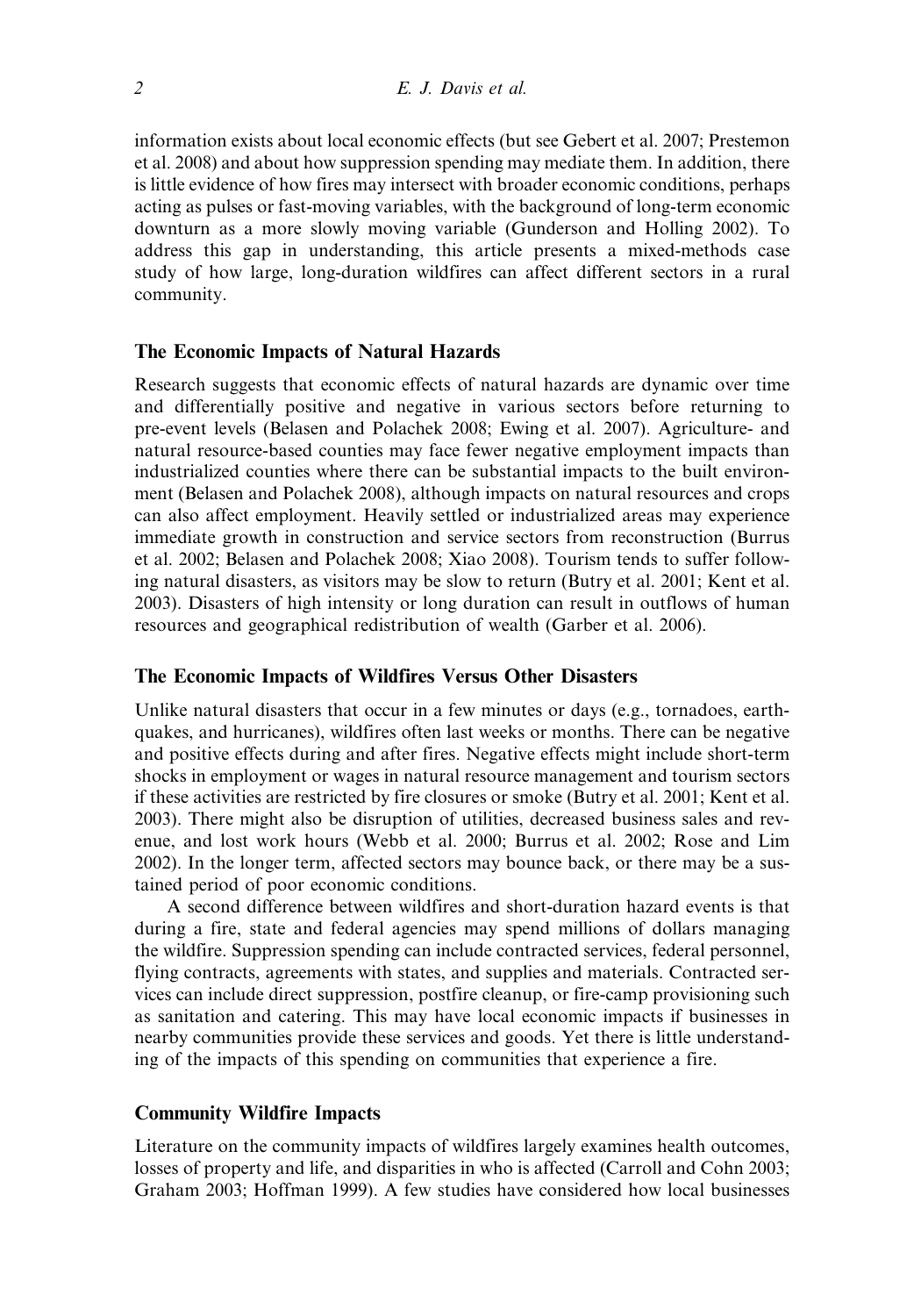information exists about local economic effects (but see Gebert et al. 2007; Prestemon et al. 2008) and about how suppression spending may mediate them. In addition, there is little evidence of how fires may intersect with broader economic conditions, perhaps acting as pulses or fast-moving variables, with the background of long-term economic downturn as a more slowly moving variable (Gunderson and Holling 2002). To address this gap in understanding, this article presents a mixed-methods case study of how large, long-duration wildfires can affect different sectors in a rural community.

## The Economic Impacts of Natural Hazards

Research suggests that economic effects of natural hazards are dynamic over time and differentially positive and negative in various sectors before returning to pre-event levels (Belasen and Polachek 2008; Ewing et al. 2007). Agriculture- and natural resource-based counties may face fewer negative employment impacts than industrialized counties where there can be substantial impacts to the built environment (Belasen and Polachek 2008), although impacts on natural resources and crops can also affect employment. Heavily settled or industrialized areas may experience immediate growth in construction and service sectors from reconstruction (Burrus et al. 2002; Belasen and Polachek 2008; Xiao 2008). Tourism tends to suffer following natural disasters, as visitors may be slow to return (Butry et al. 2001; Kent et al. 2003). Disasters of high intensity or long duration can result in outflows of human resources and geographical redistribution of wealth (Garber et al. 2006).

## The Economic Impacts of Wildfires Versus Other Disasters

Unlike natural disasters that occur in a few minutes or days (e.g., tornadoes, earthquakes, and hurricanes), wildfires often last weeks or months. There can be negative and positive effects during and after fires. Negative effects might include short-term shocks in employment or wages in natural resource management and tourism sectors if these activities are restricted by fire closures or smoke (Butry et al. 2001; Kent et al. 2003). There might also be disruption of utilities, decreased business sales and revenue, and lost work hours (Webb et al. 2000; Burrus et al. 2002; Rose and Lim 2002). In the longer term, affected sectors may bounce back, or there may be a sustained period of poor economic conditions.

A second difference between wildfires and short-duration hazard events is that during a fire, state and federal agencies may spend millions of dollars managing the wildfire. Suppression spending can include contracted services, federal personnel, flying contracts, agreements with states, and supplies and materials. Contracted services can include direct suppression, postfire cleanup, or fire-camp provisioning such as sanitation and catering. This may have local economic impacts if businesses in nearby communities provide these services and goods. Yet there is little understanding of the impacts of this spending on communities that experience a fire.

## Community Wildfire Impacts

Literature on the community impacts of wildfires largely examines health outcomes, losses of property and life, and disparities in who is affected (Carroll and Cohn 2003; Graham 2003; Hoffman 1999). A few studies have considered how local businesses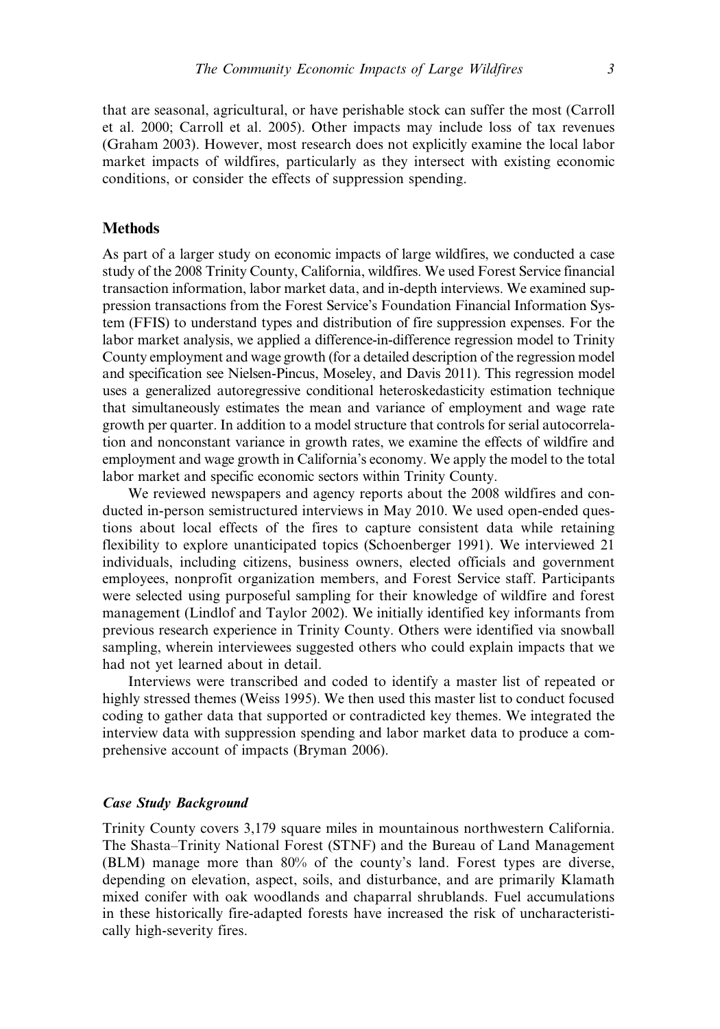that are seasonal, agricultural, or have perishable stock can suffer the most (Carroll et al. 2000; Carroll et al. 2005). Other impacts may include loss of tax revenues (Graham 2003). However, most research does not explicitly examine the local labor market impacts of wildfires, particularly as they intersect with existing economic conditions, or consider the effects of suppression spending.

## Methods

As part of a larger study on economic impacts of large wildfires, we conducted a case study of the 2008 Trinity County, California, wildfires. We used Forest Service financial transaction information, labor market data, and in-depth interviews. We examined suppression transactions from the Forest Service's Foundation Financial Information System (FFIS) to understand types and distribution of fire suppression expenses. For the labor market analysis, we applied a difference-in-difference regression model to Trinity County employment and wage growth (for a detailed description of the regression model and specification see Nielsen-Pincus, Moseley, and Davis 2011). This regression model uses a generalized autoregressive conditional heteroskedasticity estimation technique that simultaneously estimates the mean and variance of employment and wage rate growth per quarter. In addition to a model structure that controls for serial autocorrelation and nonconstant variance in growth rates, we examine the effects of wildfire and employment and wage growth in California's economy. We apply the model to the total labor market and specific economic sectors within Trinity County.

We reviewed newspapers and agency reports about the 2008 wildfires and conducted in-person semistructured interviews in May 2010. We used open-ended questions about local effects of the fires to capture consistent data while retaining flexibility to explore unanticipated topics (Schoenberger 1991). We interviewed 21 individuals, including citizens, business owners, elected officials and government employees, nonprofit organization members, and Forest Service staff. Participants were selected using purposeful sampling for their knowledge of wildfire and forest management (Lindlof and Taylor 2002). We initially identified key informants from previous research experience in Trinity County. Others were identified via snowball sampling, wherein interviewees suggested others who could explain impacts that we had not yet learned about in detail.

Interviews were transcribed and coded to identify a master list of repeated or highly stressed themes (Weiss 1995). We then used this master list to conduct focused coding to gather data that supported or contradicted key themes. We integrated the interview data with suppression spending and labor market data to produce a comprehensive account of impacts (Bryman 2006).

### *Case Study Background*

Trinity County covers 3,179 square miles in mountainous northwestern California. The Shasta–Trinity National Forest (STNF) and the Bureau of Land Management (BLM) manage more than 80% of the county's land. Forest types are diverse, depending on elevation, aspect, soils, and disturbance, and are primarily Klamath mixed conifer with oak woodlands and chaparral shrublands. Fuel accumulations in these historically fire-adapted forests have increased the risk of uncharacteristically high-severity fires.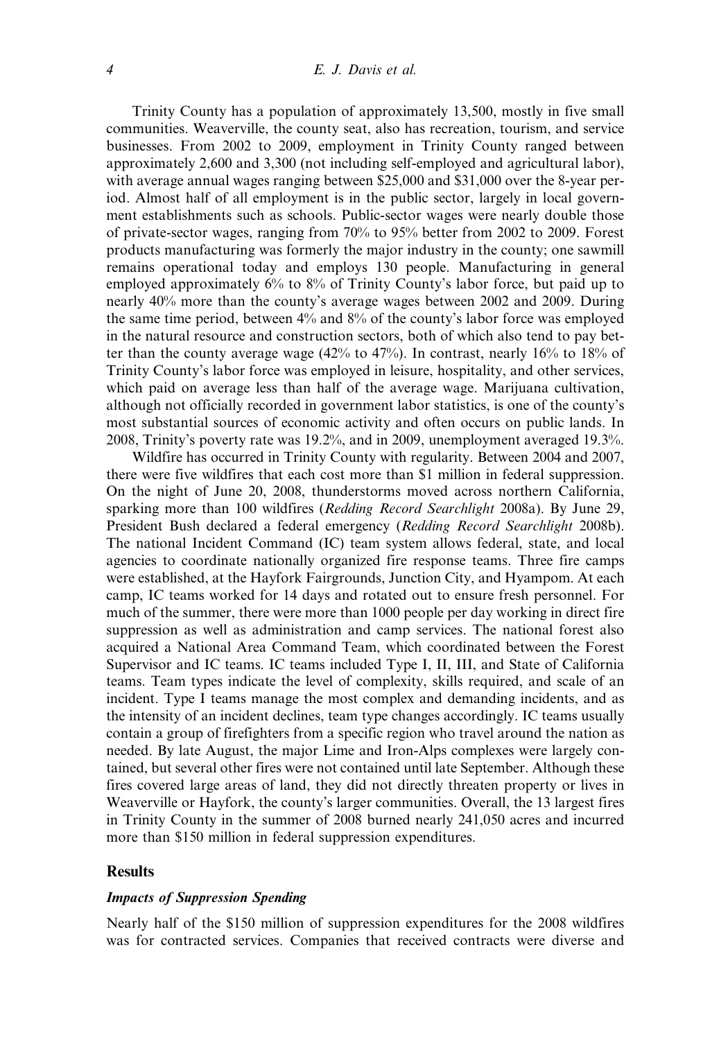Trinity County has a population of approximately 13,500, mostly in five small communities. Weaverville, the county seat, also has recreation, tourism, and service businesses. From 2002 to 2009, employment in Trinity County ranged between approximately 2,600 and 3,300 (not including self-employed and agricultural labor), with average annual wages ranging between $25,000 and $31,000 over the 8-year period. Almost half of all employment is in the public sector, largely in local government establishments such as schools. Public-sector wages were nearly double those of private-sector wages, ranging from 70% to 95% better from 2002 to 2009. Forest products manufacturing was formerly the major industry in the county; one sawmill remains operational today and employs 130 people. Manufacturing in general employed approximately 6% to 8% of Trinity County's labor force, but paid up to nearly 40% more than the county's average wages between 2002 and 2009. During the same time period, between 4% and 8% of the county's labor force was employed in the natural resource and construction sectors, both of which also tend to pay better than the county average wage (42% to 47%). In contrast, nearly 16% to 18% of Trinity County's labor force was employed in leisure, hospitality, and other services, which paid on average less than half of the average wage. Marijuana cultivation, although not officially recorded in government labor statistics, is one of the county's most substantial sources of economic activity and often occurs on public lands. In 2008, Trinity's poverty rate was 19.2%, and in 2009, unemployment averaged 19.3%.

Wildfire has occurred in Trinity County with regularity. Between 2004 and 2007, there were five wildfires that each cost more than $1 million in federal suppression. On the night of June 20, 2008, thunderstorms moved across northern California, sparking more than 100 wildfires (*Redding Record Searchlight* 2008a). By June 29, President Bush declared a federal emergency (*Redding Record Searchlight* 2008b). The national Incident Command (IC) team system allows federal, state, and local agencies to coordinate nationally organized fire response teams. Three fire camps were established, at the Hayfork Fairgrounds, Junction City, and Hyampom. At each camp, IC teams worked for 14 days and rotated out to ensure fresh personnel. For much of the summer, there were more than 1000 people per day working in direct fire suppression as well as administration and camp services. The national forest also acquired a National Area Command Team, which coordinated between the Forest Supervisor and IC teams. IC teams included Type I, II, III, and State of California teams. Team types indicate the level of complexity, skills required, and scale of an incident. Type I teams manage the most complex and demanding incidents, and as the intensity of an incident declines, team type changes accordingly. IC teams usually contain a group of firefighters from a specific region who travel around the nation as needed. By late August, the major Lime and Iron-Alps complexes were largely contained, but several other fires were not contained until late September. Although these fires covered large areas of land, they did not directly threaten property or lives in Weaverville or Hayfork, the county's larger communities. Overall, the 13 largest fires in Trinity County in the summer of 2008 burned nearly 241,050 acres and incurred more than $150 million in federal suppression expenditures.

## Results

### *Impacts of Suppression Spending*

Nearly half of the $150 million of suppression expenditures for the 2008 wildfires was for contracted services. Companies that received contracts were diverse and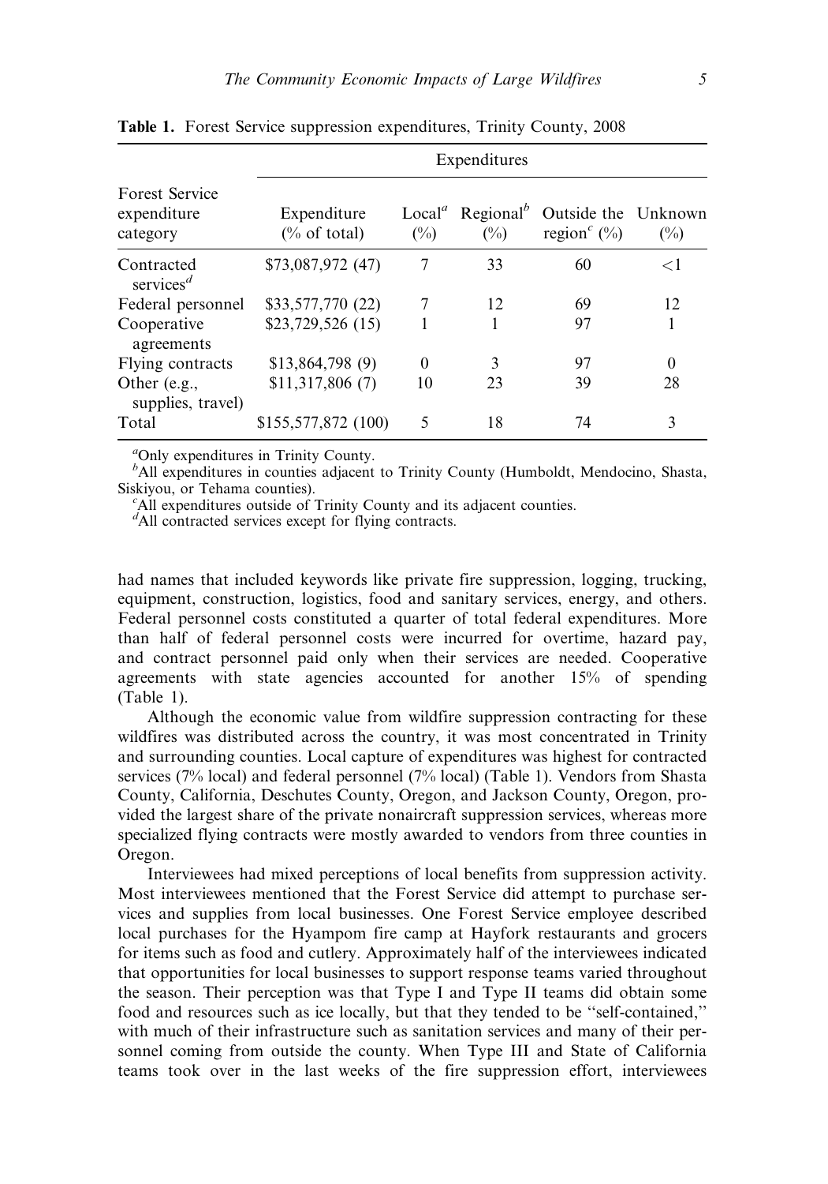**Table 1.** Forest Service suppression expenditures, Trinity County, 2008

| Forest Service expenditure category | Expenditures | | | | |
|---|---|---|---|---|---|
| | Expenditure (% of total) | Local[a] (%) | Regional[b] (%) | Outside the region[c] (%) | Unknown (%) |
| Contracted services[d] | $73,087,972 (47) | 7 | 33 | 60 | <1 |
| Federal personnel | $33,577,770 (22) | 7 | 12 | 69 | 12 |
| Cooperative agreements | $23,729,526 (15) | 1 | 1 | 97 | 1 |
| Flying contracts | $13,864,798 (9) | 0 | 3 | 97 | 0 |
| Other (e.g., supplies, travel) | $11,317,806 (7) | 10 | 23 | 39 | 28 |
| Total | $155,577,872 (100) | 5 | 18 | 74 | 3 |

[a]Only expenditures in Trinity County.
[b]All expenditures in counties adjacent to Trinity County (Humboldt, Mendocino, Shasta, Siskiyou, or Tehama counties).
[c]All expenditures outside of Trinity County and its adjacent counties.
[d]All contracted services except for flying contracts.

had names that included keywords like private fire suppression, logging, trucking, equipment, construction, logistics, food and sanitary services, energy, and others. Federal personnel costs constituted a quarter of total federal expenditures. More than half of federal personnel costs were incurred for overtime, hazard pay, and contract personnel paid only when their services are needed. Cooperative agreements with state agencies accounted for another 15% of spending (Table 1).

Although the economic value from wildfire suppression contracting for these wildfires was distributed across the country, it was most concentrated in Trinity and surrounding counties. Local capture of expenditures was highest for contracted services (7% local) and federal personnel (7% local) (Table 1). Vendors from Shasta County, California, Deschutes County, Oregon, and Jackson County, Oregon, provided the largest share of the private nonaircraft suppression services, whereas more specialized flying contracts were mostly awarded to vendors from three counties in Oregon.

Interviewees had mixed perceptions of local benefits from suppression activity. Most interviewees mentioned that the Forest Service did attempt to purchase services and supplies from local businesses. One Forest Service employee described local purchases for the Hyampom fire camp at Hayfork restaurants and grocers for items such as food and cutlery. Approximately half of the interviewees indicated that opportunities for local businesses to support response teams varied throughout the season. Their perception was that Type I and Type II teams did obtain some food and resources such as ice locally, but that they tended to be "self-contained," with much of their infrastructure such as sanitation services and many of their personnel coming from outside the county. When Type III and State of California teams took over in the last weeks of the fire suppression effort, interviewees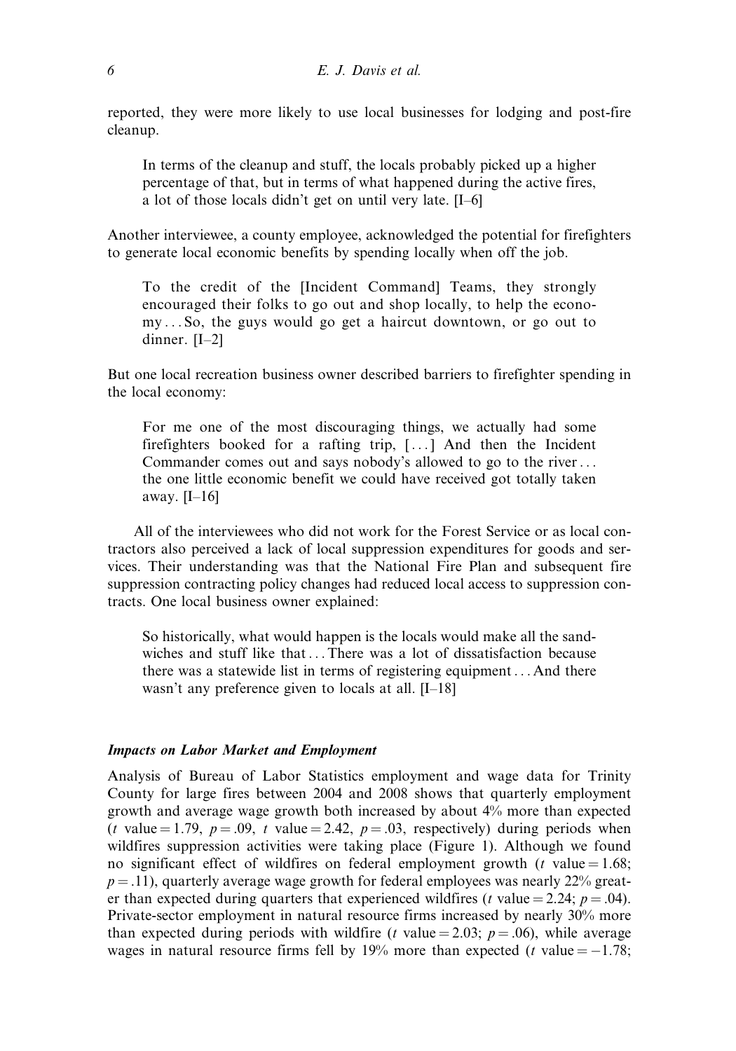reported, they were more likely to use local businesses for lodging and post-fire cleanup.

> In terms of the cleanup and stuff, the locals probably picked up a higher percentage of that, but in terms of what happened during the active fires, a lot of those locals didn't get on until very late. [I–6]

Another interviewee, a county employee, acknowledged the potential for firefighters to generate local economic benefits by spending locally when off the job.

> To the credit of the [Incident Command] Teams, they strongly encouraged their folks to go out and shop locally, to help the economy . . . So, the guys would go get a haircut downtown, or go out to dinner. [I–2]

But one local recreation business owner described barriers to firefighter spending in the local economy:

> For me one of the most discouraging things, we actually had some firefighters booked for a rafting trip, [. . .] And then the Incident Commander comes out and says nobody's allowed to go to the river . . . the one little economic benefit we could have received got totally taken away. [I–16]

All of the interviewees who did not work for the Forest Service or as local contractors also perceived a lack of local suppression expenditures for goods and services. Their understanding was that the National Fire Plan and subsequent fire suppression contracting policy changes had reduced local access to suppression contracts. One local business owner explained:

> So historically, what would happen is the locals would make all the sandwiches and stuff like that . . . There was a lot of dissatisfaction because there was a statewide list in terms of registering equipment . . . And there wasn't any preference given to locals at all. [I–18]

### *Impacts on Labor Market and Employment*

Analysis of Bureau of Labor Statistics employment and wage data for Trinity County for large fires between 2004 and 2008 shows that quarterly employment growth and average wage growth both increased by about 4% more than expected ($t$ value = 1.79, $p = .09$, $t$ value = 2.42, $p = .03$, respectively) during periods when wildfires suppression activities were taking place (Figure 1). Although we found no significant effect of wildfires on federal employment growth ($t$ value = 1.68; $p = .11$), quarterly average wage growth for federal employees was nearly 22% greater than expected during quarters that experienced wildfires ($t$ value = 2.24; $p = .04$). Private-sector employment in natural resource firms increased by nearly 30% more than expected during periods with wildfire ($t$ value = 2.03; $p = .06$), while average wages in natural resource firms fell by 19% more than expected ($t$ value = −1.78;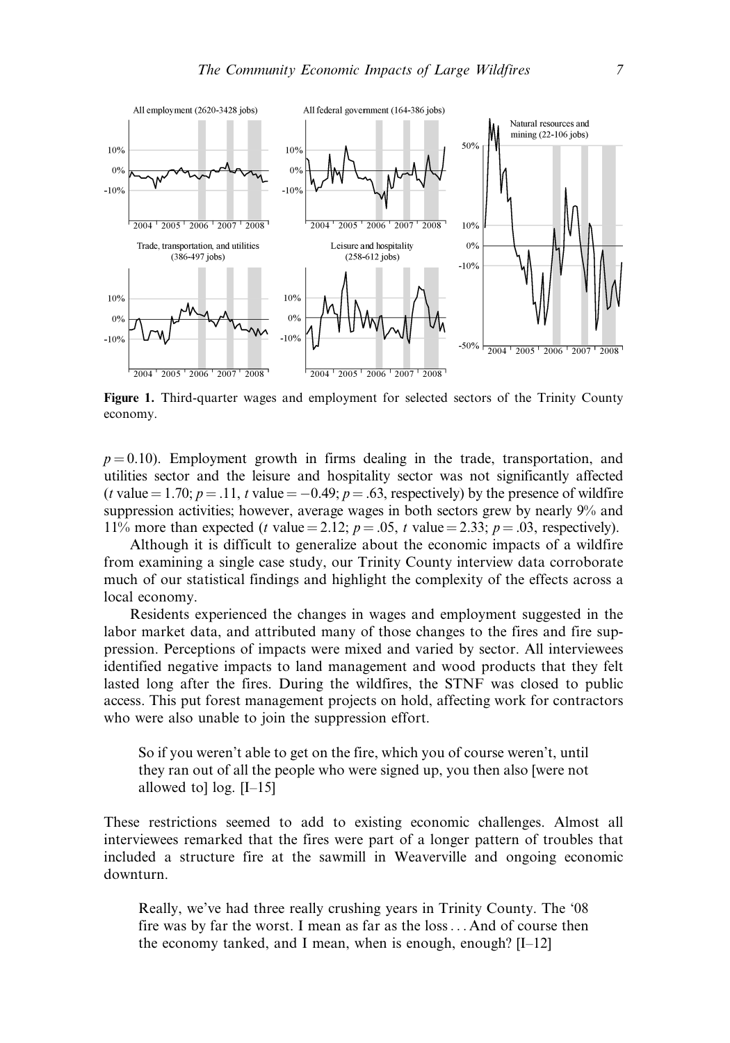Figure 1. Third-quarter wages and employment for selected sectors of the Trinity County economy.

$p = 0.10$). Employment growth in firms dealing in the trade, transportation, and utilities sector and the leisure and hospitality sector was not significantly affected ($t$ value $= 1.70$; $p = .11$, $t$ value $= -0.49$; $p = .63$, respectively) by the presence of wildfire suppression activities; however, average wages in both sectors grew by nearly 9% and 11% more than expected ($t$ value $= 2.12$; $p = .05$, $t$ value $= 2.33$; $p = .03$, respectively).

Although it is difficult to generalize about the economic impacts of a wildfire from examining a single case study, our Trinity County interview data corroborate much of our statistical findings and highlight the complexity of the effects across a local economy.

Residents experienced the changes in wages and employment suggested in the labor market data, and attributed many of those changes to the fires and fire suppression. Perceptions of impacts were mixed and varied by sector. All interviewees identified negative impacts to land management and wood products that they felt lasted long after the fires. During the wildfires, the STNF was closed to public access. This put forest management projects on hold, affecting work for contractors who were also unable to join the suppression effort.

> So if you weren't able to get on the fire, which you of course weren't, until they ran out of all the people who were signed up, you then also [were not allowed to] log. [I–15]

These restrictions seemed to add to existing economic challenges. Almost all interviewees remarked that the fires were part of a longer pattern of troubles that included a structure fire at the sawmill in Weaverville and ongoing economic downturn.

> Really, we've had three really crushing years in Trinity County. The '08 fire was by far the worst. I mean as far as the loss... And of course then the economy tanked, and I mean, when is enough, enough? [I–12]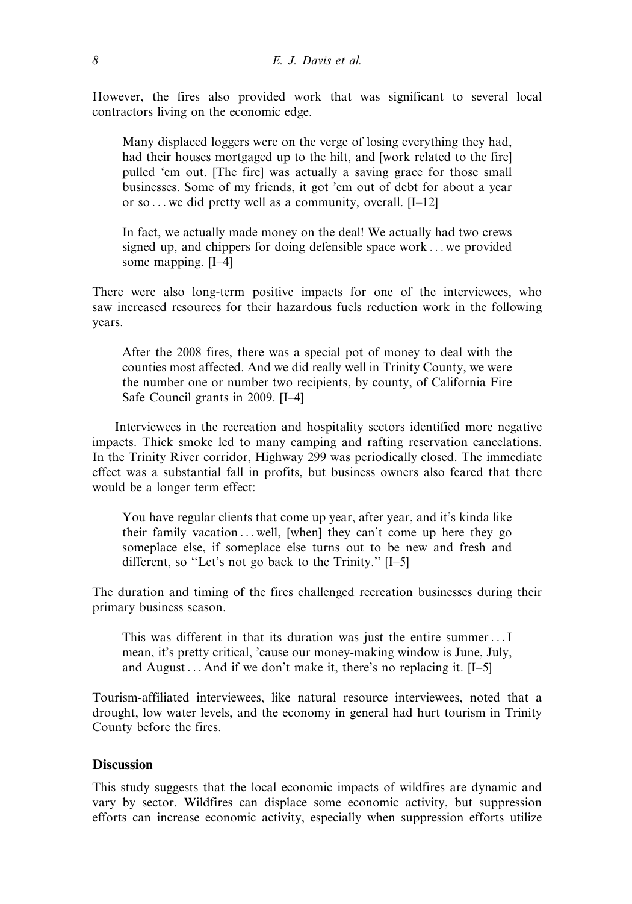However, the fires also provided work that was significant to several local contractors living on the economic edge.

> Many displaced loggers were on the verge of losing everything they had, had their houses mortgaged up to the hilt, and [work related to the fire] pulled 'em out. [The fire] was actually a saving grace for those small businesses. Some of my friends, it got 'em out of debt for about a year or so . . . we did pretty well as a community, overall. [I–12]

> In fact, we actually made money on the deal! We actually had two crews signed up, and chippers for doing defensible space work . . . we provided some mapping. [I–4]

There were also long-term positive impacts for one of the interviewees, who saw increased resources for their hazardous fuels reduction work in the following years.

> After the 2008 fires, there was a special pot of money to deal with the counties most affected. And we did really well in Trinity County, we were the number one or number two recipients, by county, of California Fire Safe Council grants in 2009. [I–4]

Interviewees in the recreation and hospitality sectors identified more negative impacts. Thick smoke led to many camping and rafting reservation cancelations. In the Trinity River corridor, Highway 299 was periodically closed. The immediate effect was a substantial fall in profits, but business owners also feared that there would be a longer term effect:

> You have regular clients that come up year, after year, and it's kinda like their family vacation . . . well, [when] they can't come up here they go someplace else, if someplace else turns out to be new and fresh and different, so "Let's not go back to the Trinity." [I–5]

The duration and timing of the fires challenged recreation businesses during their primary business season.

> This was different in that its duration was just the entire summer . . . I mean, it's pretty critical, 'cause our money-making window is June, July, and August . . . And if we don't make it, there's no replacing it. [I–5]

Tourism-affiliated interviewees, like natural resource interviewees, noted that a drought, low water levels, and the economy in general had hurt tourism in Trinity County before the fires.

## Discussion

This study suggests that the local economic impacts of wildfires are dynamic and vary by sector. Wildfires can displace some economic activity, but suppression efforts can increase economic activity, especially when suppression efforts utilize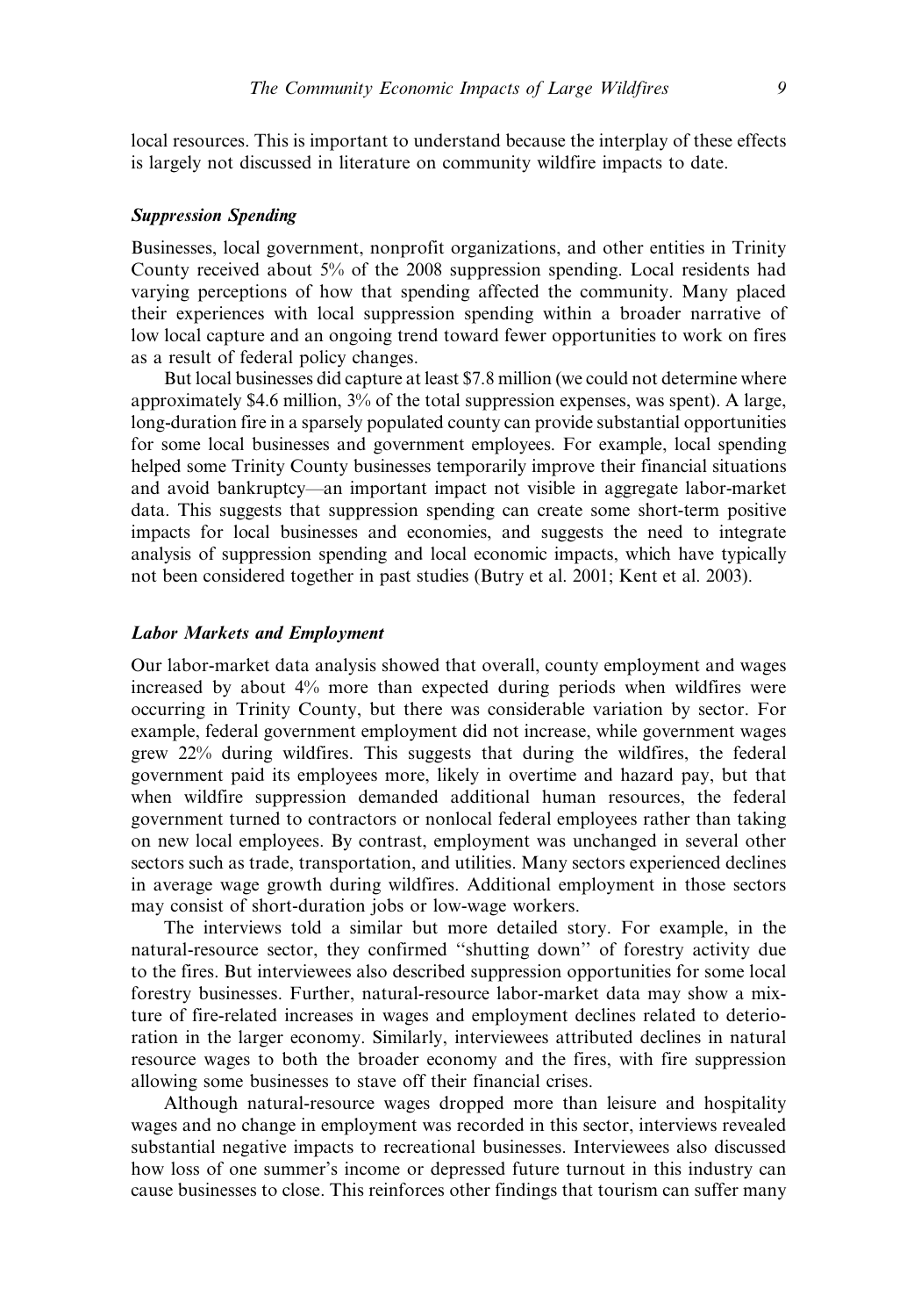local resources. This is important to understand because the interplay of these effects is largely not discussed in literature on community wildfire impacts to date.

### *Suppression Spending*

Businesses, local government, nonprofit organizations, and other entities in Trinity County received about 5% of the 2008 suppression spending. Local residents had varying perceptions of how that spending affected the community. Many placed their experiences with local suppression spending within a broader narrative of low local capture and an ongoing trend toward fewer opportunities to work on fires as a result of federal policy changes.

But local businesses did capture at least $7.8 million (we could not determine where approximately $4.6 million, 3% of the total suppression expenses, was spent). A large, long-duration fire in a sparsely populated county can provide substantial opportunities for some local businesses and government employees. For example, local spending helped some Trinity County businesses temporarily improve their financial situations and avoid bankruptcy—an important impact not visible in aggregate labor-market data. This suggests that suppression spending can create some short-term positive impacts for local businesses and economies, and suggests the need to integrate analysis of suppression spending and local economic impacts, which have typically not been considered together in past studies (Butry et al. 2001; Kent et al. 2003).

### *Labor Markets and Employment*

Our labor-market data analysis showed that overall, county employment and wages increased by about 4% more than expected during periods when wildfires were occurring in Trinity County, but there was considerable variation by sector. For example, federal government employment did not increase, while government wages grew 22% during wildfires. This suggests that during the wildfires, the federal government paid its employees more, likely in overtime and hazard pay, but that when wildfire suppression demanded additional human resources, the federal government turned to contractors or nonlocal federal employees rather than taking on new local employees. By contrast, employment was unchanged in several other sectors such as trade, transportation, and utilities. Many sectors experienced declines in average wage growth during wildfires. Additional employment in those sectors may consist of short-duration jobs or low-wage workers.

The interviews told a similar but more detailed story. For example, in the natural-resource sector, they confirmed "shutting down" of forestry activity due to the fires. But interviewees also described suppression opportunities for some local forestry businesses. Further, natural-resource labor-market data may show a mixture of fire-related increases in wages and employment declines related to deterioration in the larger economy. Similarly, interviewees attributed declines in natural resource wages to both the broader economy and the fires, with fire suppression allowing some businesses to stave off their financial crises.

Although natural-resource wages dropped more than leisure and hospitality wages and no change in employment was recorded in this sector, interviews revealed substantial negative impacts to recreational businesses. Interviewees also discussed how loss of one summer's income or depressed future turnout in this industry can cause businesses to close. This reinforces other findings that tourism can suffer many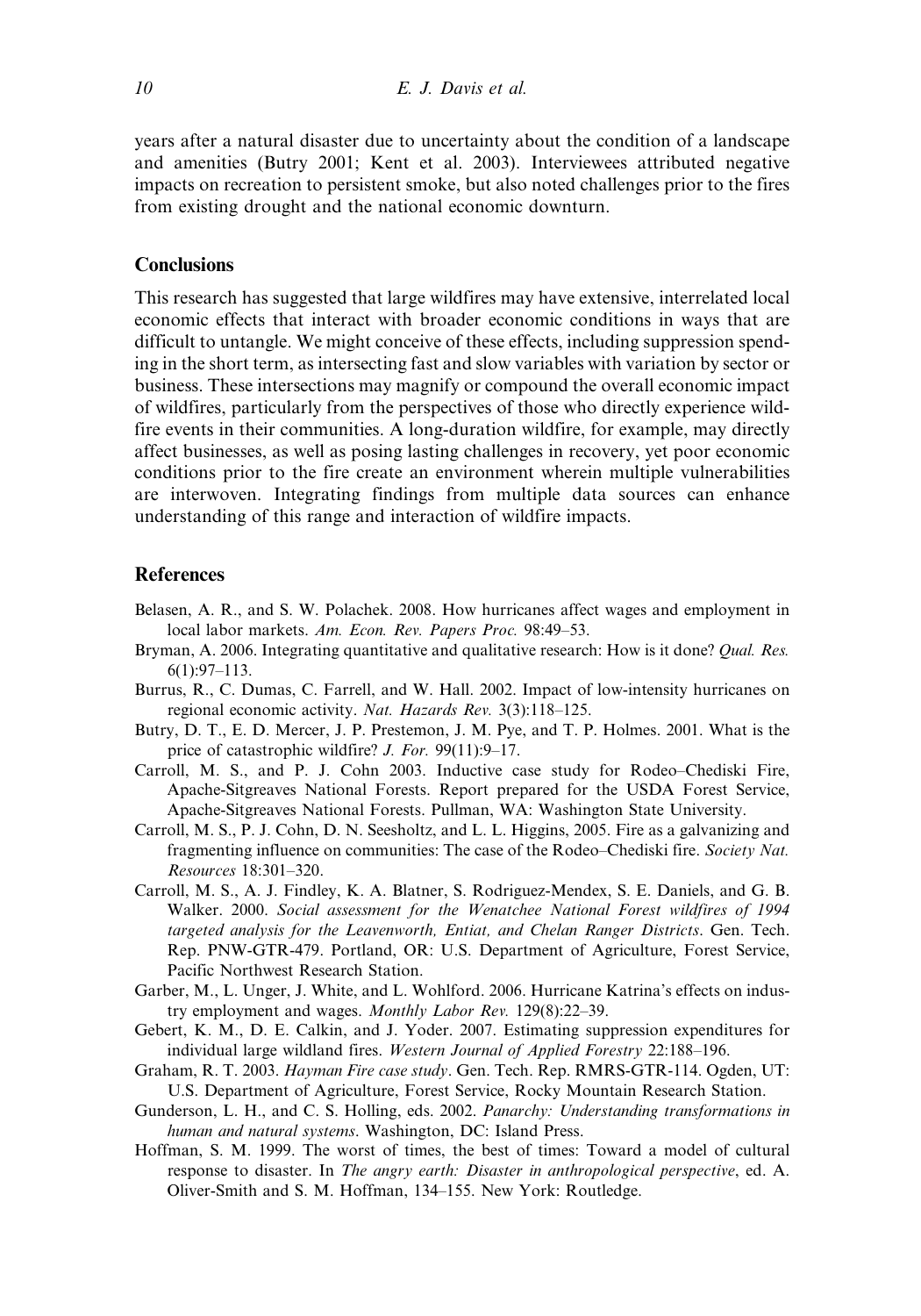years after a natural disaster due to uncertainty about the condition of a landscape and amenities (Butry 2001; Kent et al. 2003). Interviewees attributed negative impacts on recreation to persistent smoke, but also noted challenges prior to the fires from existing drought and the national economic downturn.

## Conclusions

This research has suggested that large wildfires may have extensive, interrelated local economic effects that interact with broader economic conditions in ways that are difficult to untangle. We might conceive of these effects, including suppression spending in the short term, as intersecting fast and slow variables with variation by sector or business. These intersections may magnify or compound the overall economic impact of wildfires, particularly from the perspectives of those who directly experience wildfire events in their communities. A long-duration wildfire, for example, may directly affect businesses, as well as posing lasting challenges in recovery, yet poor economic conditions prior to the fire create an environment wherein multiple vulnerabilities are interwoven. Integrating findings from multiple data sources can enhance understanding of this range and interaction of wildfire impacts.

## References

Belasen, A. R., and S. W. Polachek. 2008. How hurricanes affect wages and employment in local labor markets. *Am. Econ. Rev. Papers Proc.* 98:49–53.

Bryman, A. 2006. Integrating quantitative and qualitative research: How is it done? *Qual. Res.* 6(1):97–113.

Burrus, R., C. Dumas, C. Farrell, and W. Hall. 2002. Impact of low-intensity hurricanes on regional economic activity. *Nat. Hazards Rev.* 3(3):118–125.

Butry, D. T., E. D. Mercer, J. P. Prestemon, J. M. Pye, and T. P. Holmes. 2001. What is the price of catastrophic wildfire? *J. For.* 99(11):9–17.

Carroll, M. S., and P. J. Cohn 2003. Inductive case study for Rodeo–Chediski Fire, Apache-Sitgreaves National Forests. Report prepared for the USDA Forest Service, Apache-Sitgreaves National Forests. Pullman, WA: Washington State University.

Carroll, M. S., P. J. Cohn, D. N. Seesholtz, and L. L. Higgins, 2005. Fire as a galvanizing and fragmenting influence on communities: The case of the Rodeo–Chediski fire. *Society Nat. Resources* 18:301–320.

Carroll, M. S., A. J. Findley, K. A. Blatner, S. Rodriguez-Mendex, S. E. Daniels, and G. B. Walker. 2000. *Social assessment for the Wenatchee National Forest wildfires of 1994 targeted analysis for the Leavenworth, Entiat, and Chelan Ranger Districts*. Gen. Tech. Rep. PNW-GTR-479. Portland, OR: U.S. Department of Agriculture, Forest Service, Pacific Northwest Research Station.

Garber, M., L. Unger, J. White, and L. Wohlford. 2006. Hurricane Katrina's effects on industry employment and wages. *Monthly Labor Rev.* 129(8):22–39.

Gebert, K. M., D. E. Calkin, and J. Yoder. 2007. Estimating suppression expenditures for individual large wildland fires. *Western Journal of Applied Forestry* 22:188–196.

Graham, R. T. 2003. *Hayman Fire case study*. Gen. Tech. Rep. RMRS-GTR-114. Ogden, UT: U.S. Department of Agriculture, Forest Service, Rocky Mountain Research Station.

Gunderson, L. H., and C. S. Holling, eds. 2002. *Panarchy: Understanding transformations in human and natural systems*. Washington, DC: Island Press.

Hoffman, S. M. 1999. The worst of times, the best of times: Toward a model of cultural response to disaster. In *The angry earth: Disaster in anthropological perspective*, ed. A. Oliver-Smith and S. M. Hoffman, 134–155. New York: Routledge.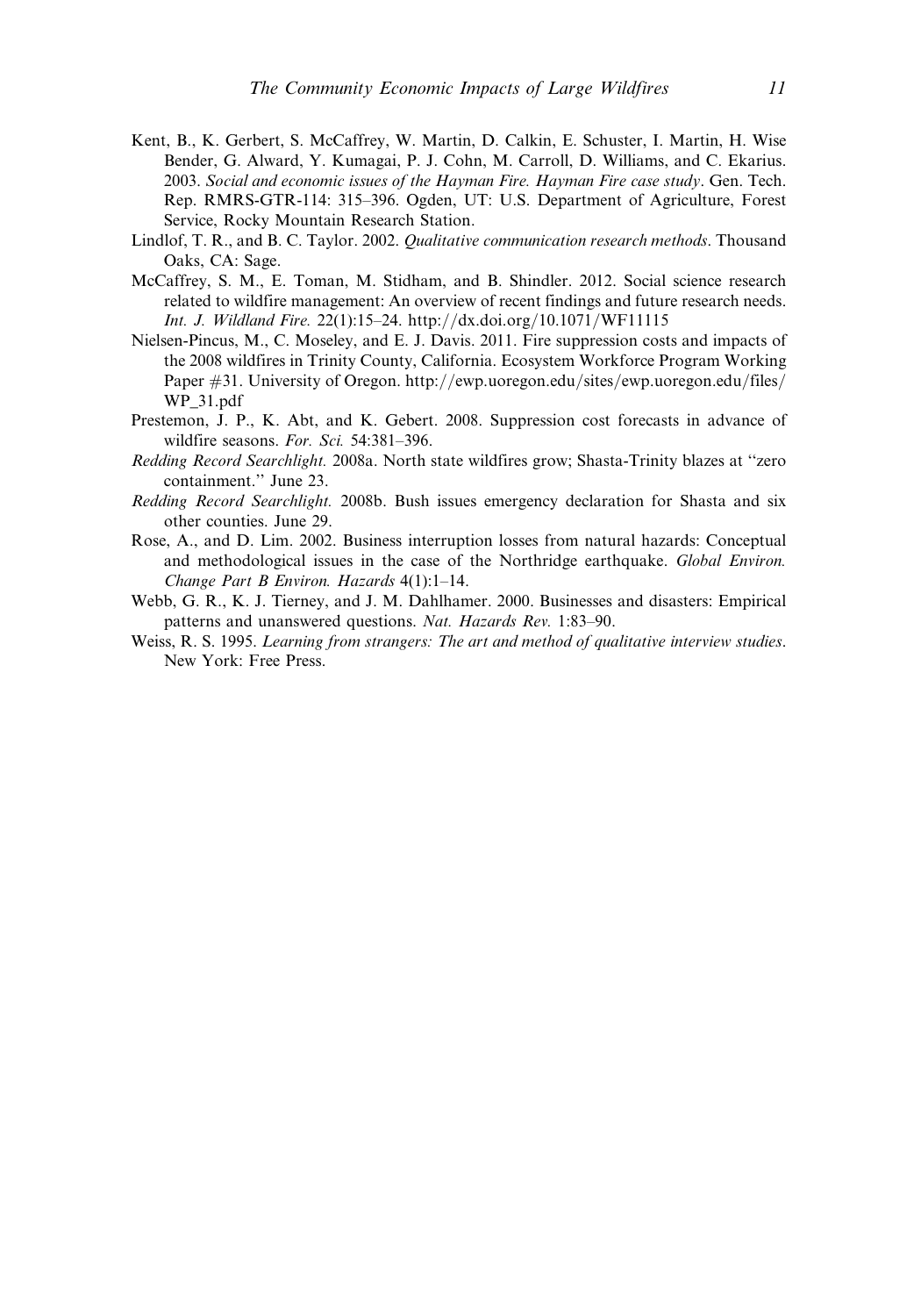Kent, B., K. Gerbert, S. McCaffrey, W. Martin, D. Calkin, E. Schuster, I. Martin, H. Wise Bender, G. Alward, Y. Kumagai, P. J. Cohn, M. Carroll, D. Williams, and C. Ekarius. 2003. *Social and economic issues of the Hayman Fire. Hayman Fire case study*. Gen. Tech. Rep. RMRS-GTR-114: 315–396. Ogden, UT: U.S. Department of Agriculture, Forest Service, Rocky Mountain Research Station.

Lindlof, T. R., and B. C. Taylor. 2002. *Qualitative communication research methods*. Thousand Oaks, CA: Sage.

McCaffrey, S. M., E. Toman, M. Stidham, and B. Shindler. 2012. Social science research related to wildfire management: An overview of recent findings and future research needs. *Int. J. Wildland Fire.* 22(1):15–24. http://dx.doi.org/10.1071/WF11115

Nielsen-Pincus, M., C. Moseley, and E. J. Davis. 2011. Fire suppression costs and impacts of the 2008 wildfires in Trinity County, California. Ecosystem Workforce Program Working Paper #31. University of Oregon. http://ewp.uoregon.edu/sites/ewp.uoregon.edu/files/WP_31.pdf

Prestemon, J. P., K. Abt, and K. Gebert. 2008. Suppression cost forecasts in advance of wildfire seasons. *For. Sci.* 54:381–396.

*Redding Record Searchlight.* 2008a. North state wildfires grow; Shasta-Trinity blazes at "zero containment." June 23.

*Redding Record Searchlight.* 2008b. Bush issues emergency declaration for Shasta and six other counties. June 29.

Rose, A., and D. Lim. 2002. Business interruption losses from natural hazards: Conceptual and methodological issues in the case of the Northridge earthquake. *Global Environ. Change Part B Environ. Hazards* 4(1):1–14.

Webb, G. R., K. J. Tierney, and J. M. Dahlhamer. 2000. Businesses and disasters: Empirical patterns and unanswered questions. *Nat. Hazards Rev.* 1:83–90.

Weiss, R. S. 1995. *Learning from strangers: The art and method of qualitative interview studies*. New York: Free Press.